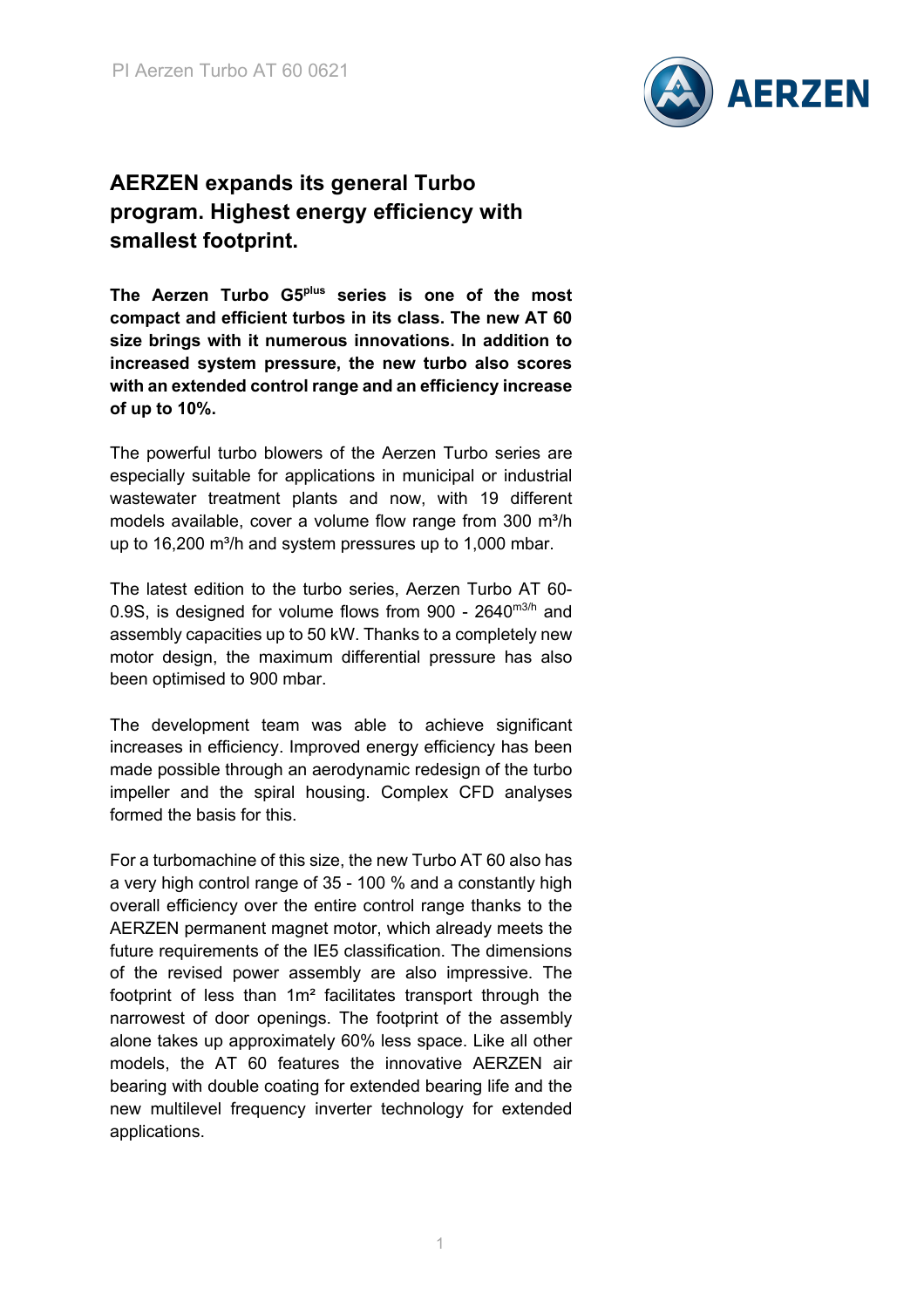# AERZEN expands its general Turbo program. Highest energy efficiency with smallest footprint.

**The Aerzen Turbo G5$^{plus}$ series is one of the most compact and efficient turbos in its class. The new AT 60 size brings with it numerous innovations. In addition to increased system pressure, the new turbo also scores with an extended control range and an efficiency increase of up to 10%.**

The powerful turbo blowers of the Aerzen Turbo series are especially suitable for applications in municipal or industrial wastewater treatment plants and now, with 19 different models available, cover a volume flow range from 300 m³/h up to 16,200 m³/h and system pressures up to 1,000 mbar.

The latest edition to the turbo series, Aerzen Turbo AT 60-0.9S, is designed for volume flows from 900 - 2640$^{m3/h}$ and assembly capacities up to 50 kW. Thanks to a completely new motor design, the maximum differential pressure has also been optimised to 900 mbar.

The development team was able to achieve significant increases in efficiency. Improved energy efficiency has been made possible through an aerodynamic redesign of the turbo impeller and the spiral housing. Complex CFD analyses formed the basis for this.

For a turbomachine of this size, the new Turbo AT 60 also has a very high control range of 35 - 100 % and a constantly high overall efficiency over the entire control range thanks to the AERZEN permanent magnet motor, which already meets the future requirements of the IE5 classification. The dimensions of the revised power assembly are also impressive. The footprint of less than 1m² facilitates transport through the narrowest of door openings. The footprint of the assembly alone takes up approximately 60% less space. Like all other models, the AT 60 features the innovative AERZEN air bearing with double coating for extended bearing life and the new multilevel frequency inverter technology for extended applications.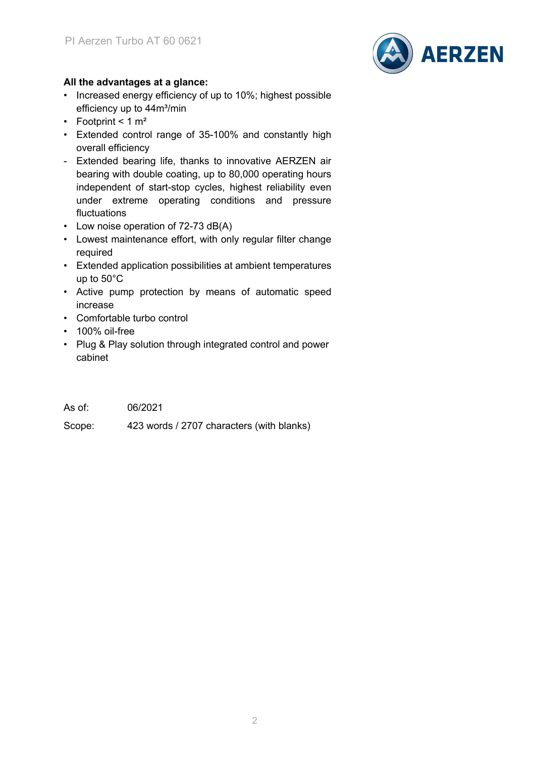**All the advantages at a glance:**

- Increased energy efficiency of up to 10%; highest possible efficiency up to 44m³/min
- Footprint < 1 m²
- Extended control range of 35-100% and constantly high overall efficiency
- Extended bearing life, thanks to innovative AERZEN air bearing with double coating, up to 80,000 operating hours independent of start-stop cycles, highest reliability even under extreme operating conditions and pressure fluctuations
- Low noise operation of 72-73 dB(A)
- Lowest maintenance effort, with only regular filter change required
- Extended application possibilities at ambient temperatures up to 50°C
- Active pump protection by means of automatic speed increase
- Comfortable turbo control
- 100% oil-free
- Plug & Play solution through integrated control and power cabinet

As of: 06/2021

Scope: 423 words / 2707 characters (with blanks)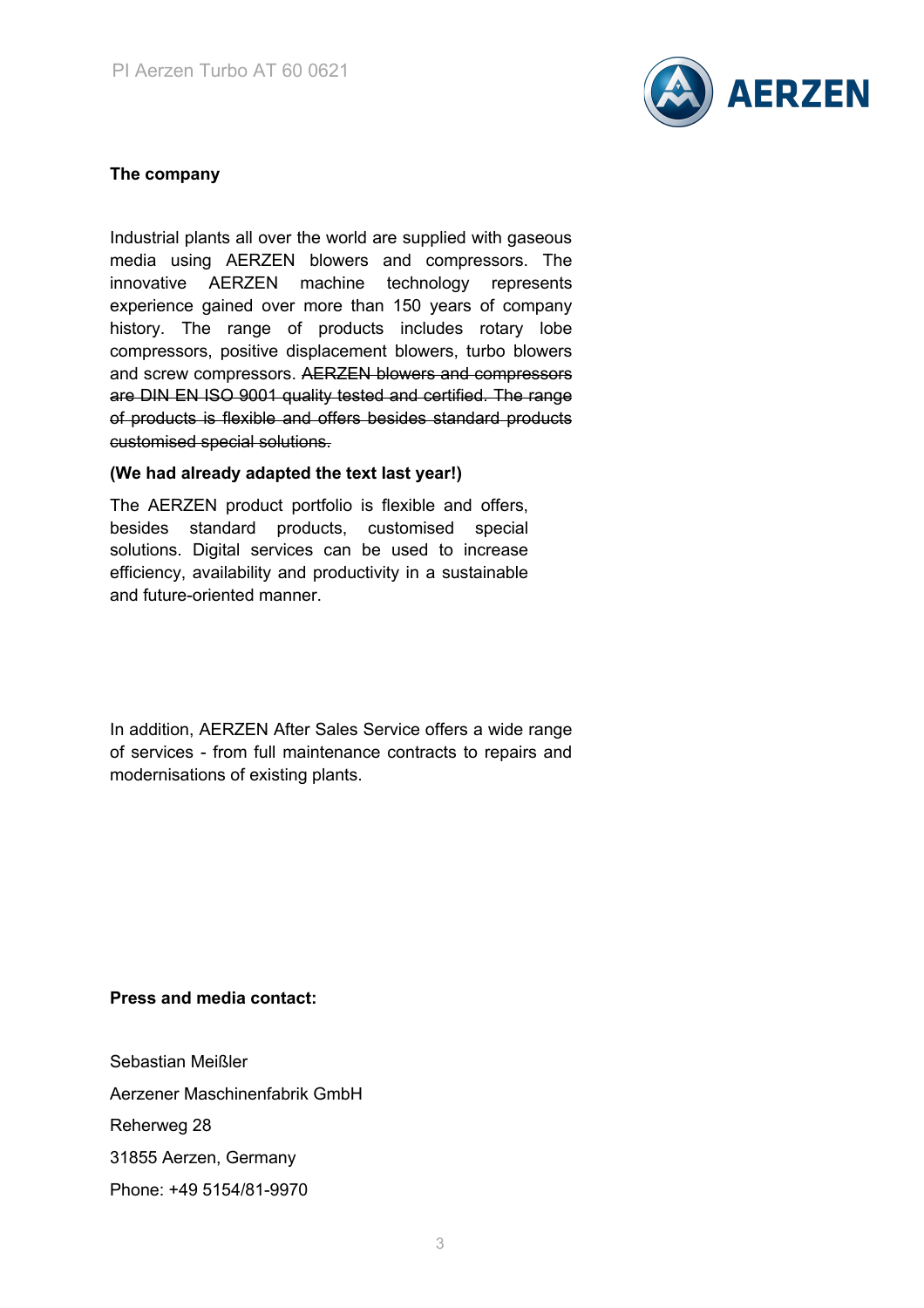**The company**

Industrial plants all over the world are supplied with gaseous media using AERZEN blowers and compressors. The innovative AERZEN machine technology represents experience gained over more than 150 years of company history. The range of products includes rotary lobe compressors, positive displacement blowers, turbo blowers and screw compressors. ~~AERZEN blowers and compressors are DIN EN ISO 9001 quality tested and certified. The range of products is flexible and offers besides standard products customised special solutions.~~

**(We had already adapted the text last year!)**

The AERZEN product portfolio is flexible and offers, besides standard products, customised special solutions. Digital services can be used to increase efficiency, availability and productivity in a sustainable and future-oriented manner.

In addition, AERZEN After Sales Service offers a wide range of services - from full maintenance contracts to repairs and modernisations of existing plants.

**Press and media contact:**

Sebastian Meißler

Aerzener Maschinenfabrik GmbH

Reherweg 28

31855 Aerzen, Germany

Phone: +49 5154/81-9970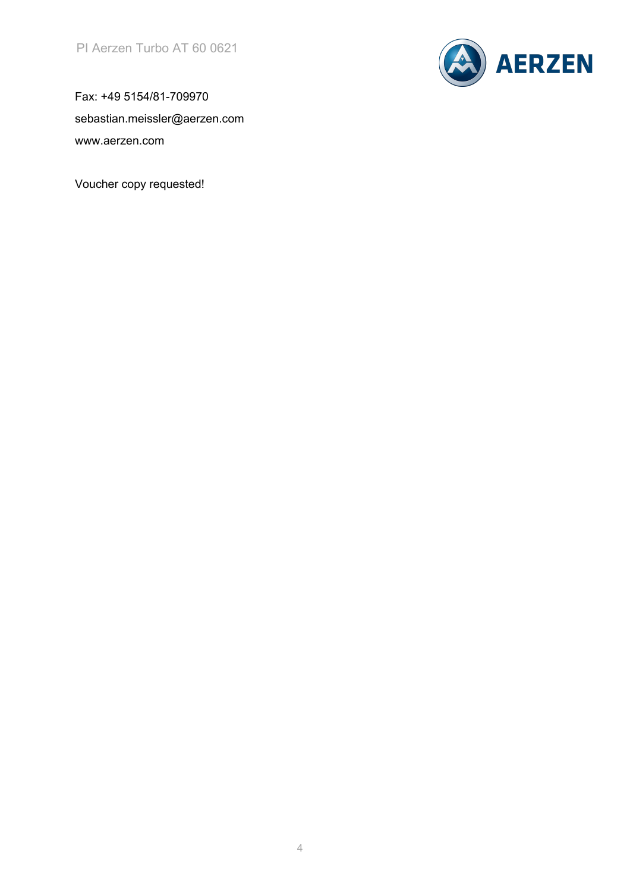Fax: +49 5154/81-709970

sebastian.meissler@aerzen.com

www.aerzen.com

Voucher copy requested!